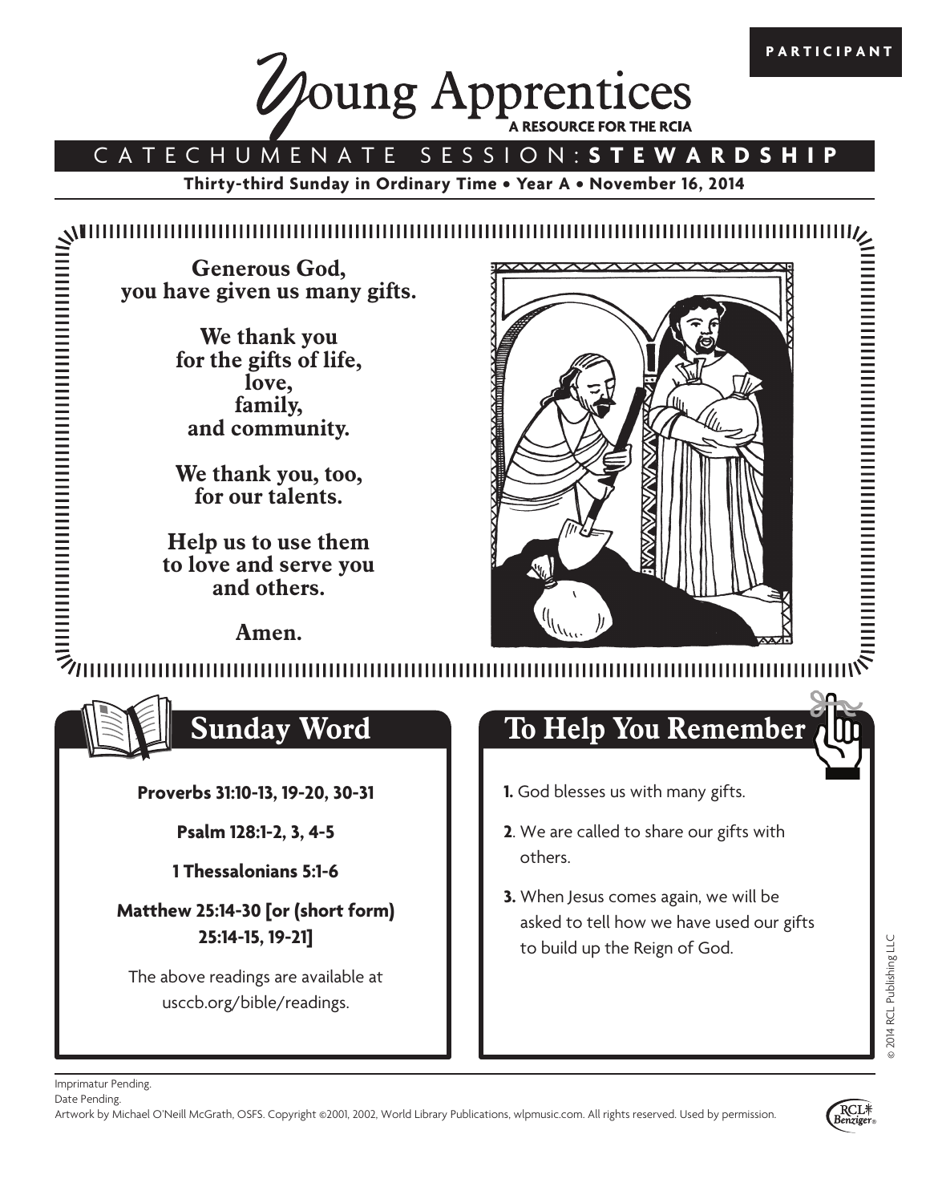PARTICIPANT

# Young Apprentices

A RESOURCE FOR THE RCIA

## CATECHUMENATE SESSION: **STEWARDSHIP**

**Thirty-third Sunday in Ordinary Time • Year A • November 16, 2014**

**Generous God,
you have given us many gifts.**

**We thank you
for the gifts of life,
love,
family,
and community.**

**We thank you, too,
for our talents.**

**Help us to use them
to love and serve you
and others.**

**Amen.**

## Sunday Word

**Proverbs 31:10-13, 19-20, 30-31**

**Psalm 128:1-2, 3, 4-5**

**1 Thessalonians 5:1-6**

**Matthew 25:14-30 [or (short form) 25:14-15, 19-21]**

The above readings are available at usccb.org/bible/readings.

## To Help You Remember

1. God blesses us with many gifts.
2. We are called to share our gifts with others.
3. When Jesus comes again, we will be asked to tell how we have used our gifts to build up the Reign of God.

© 2014 RCL Publishing LLC

Imprimatur Pending.
Date Pending.
Artwork by Michael O'Neill McGrath, OSFS. Copyright ©2001, 2002, World Library Publications, wlpmusic.com. All rights reserved. Used by permission.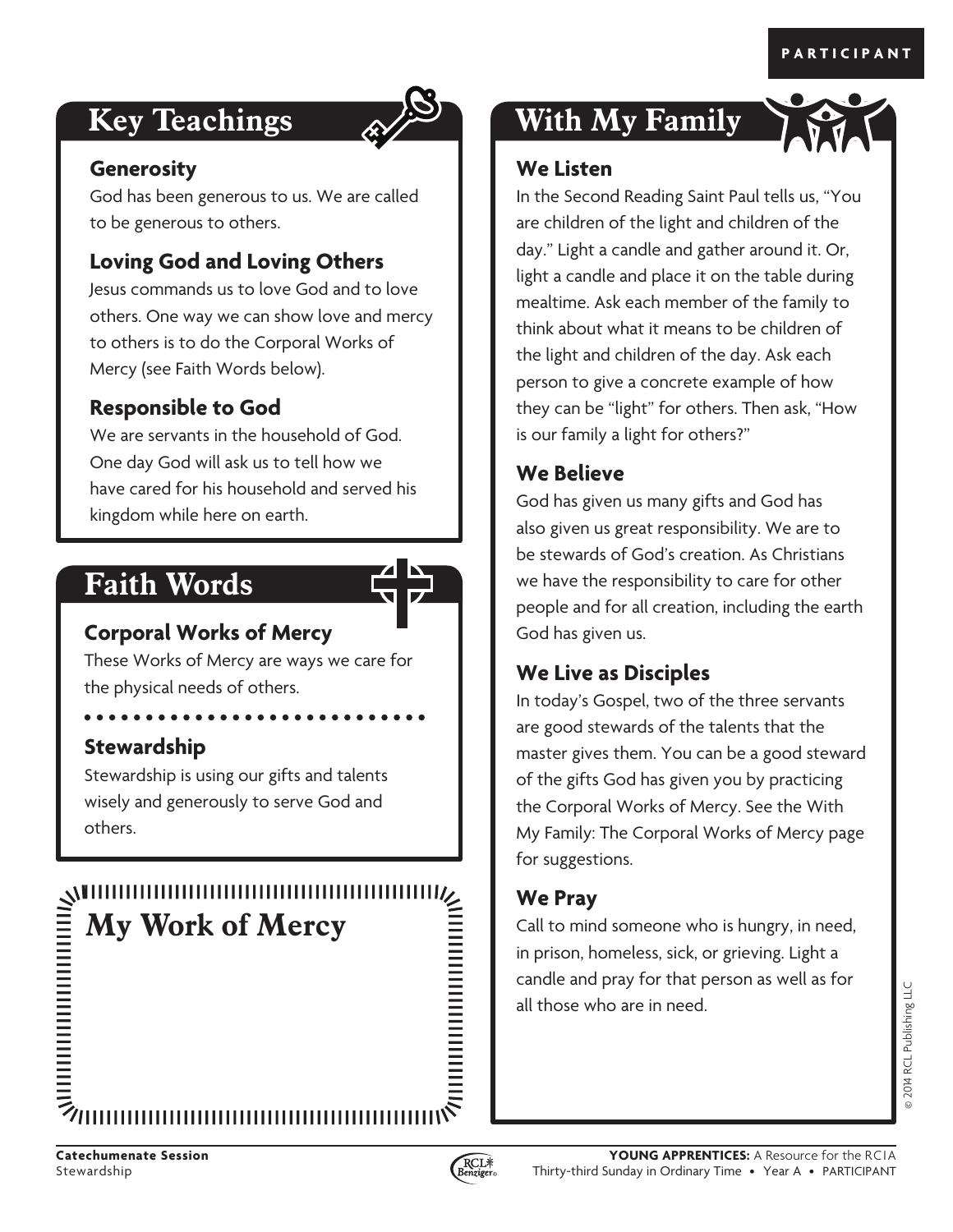PARTICIPANT

## Key Teachings

### Generosity

God has been generous to us. We are called to be generous to others.

### Loving God and Loving Others

Jesus commands us to love God and to love others. One way we can show love and mercy to others is to do the Corporal Works of Mercy (see Faith Words below).

### Responsible to God

We are servants in the household of God. One day God will ask us to tell how we have cared for his household and served his kingdom while here on earth.

## Faith Words

### Corporal Works of Mercy

These Works of Mercy are ways we care for the physical needs of others.

### Stewardship

Stewardship is using our gifts and talents wisely and generously to serve God and others.

## My Work of Mercy

## With My Family

### We Listen

In the Second Reading Saint Paul tells us, "You are children of the light and children of the day." Light a candle and gather around it. Or, light a candle and place it on the table during mealtime. Ask each member of the family to think about what it means to be children of the light and children of the day. Ask each person to give a concrete example of how they can be "light" for others. Then ask, "How is our family a light for others?"

### We Believe

God has given us many gifts and God has also given us great responsibility. We are to be stewards of God's creation. As Christians we have the responsibility to care for other people and for all creation, including the earth God has given us.

### We Live as Disciples

In today's Gospel, two of the three servants are good stewards of the talents that the master gives them. You can be a good steward of the gifts God has given you by practicing the Corporal Works of Mercy. See the With My Family: The Corporal Works of Mercy page for suggestions.

### We Pray

Call to mind someone who is hungry, in need, in prison, homeless, sick, or grieving. Light a candle and pray for that person as well as for all those who are in need.

© 2014 RCL Publishing LLC

**Catechumenate Session**
Stewardship

**YOUNG APPRENTICES:** A Resource for the RCIA
Thirty-third Sunday in Ordinary Time • Year A • PARTICIPANT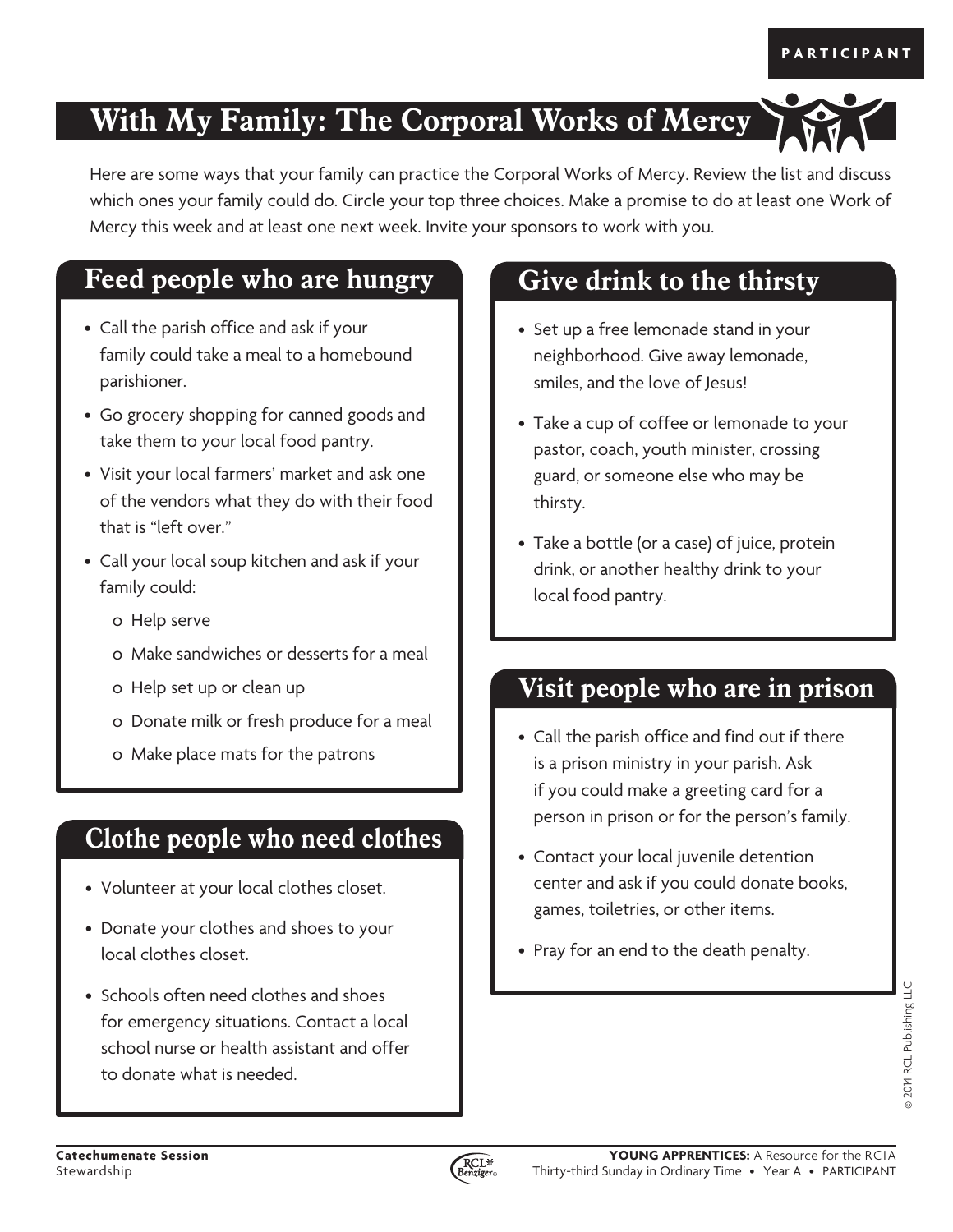PARTICIPANT

# With My Family: The Corporal Works of Mercy

Here are some ways that your family can practice the Corporal Works of Mercy. Review the list and discuss which ones your family could do. Circle your top three choices. Make a promise to do at least one Work of Mercy this week and at least one next week. Invite your sponsors to work with you.

## Feed people who are hungry

- Call the parish office and ask if your family could take a meal to a homebound parishioner.
- Go grocery shopping for canned goods and take them to your local food pantry.
- Visit your local farmers' market and ask one of the vendors what they do with their food that is "left over."
- Call your local soup kitchen and ask if your family could:
  - Help serve
  - Make sandwiches or desserts for a meal
  - Help set up or clean up
  - Donate milk or fresh produce for a meal
  - Make place mats for the patrons

## Clothe people who need clothes

- Volunteer at your local clothes closet.
- Donate your clothes and shoes to your local clothes closet.
- Schools often need clothes and shoes for emergency situations. Contact a local school nurse or health assistant and offer to donate what is needed.

## Give drink to the thirsty

- Set up a free lemonade stand in your neighborhood. Give away lemonade, smiles, and the love of Jesus!
- Take a cup of coffee or lemonade to your pastor, coach, youth minister, crossing guard, or someone else who may be thirsty.
- Take a bottle (or a case) of juice, protein drink, or another healthy drink to your local food pantry.

## Visit people who are in prison

- Call the parish office and find out if there is a prison ministry in your parish. Ask if you could make a greeting card for a person in prison or for the person's family.
- Contact your local juvenile detention center and ask if you could donate books, games, toiletries, or other items.
- Pray for an end to the death penalty.

© 2014 RCL Publishing LLC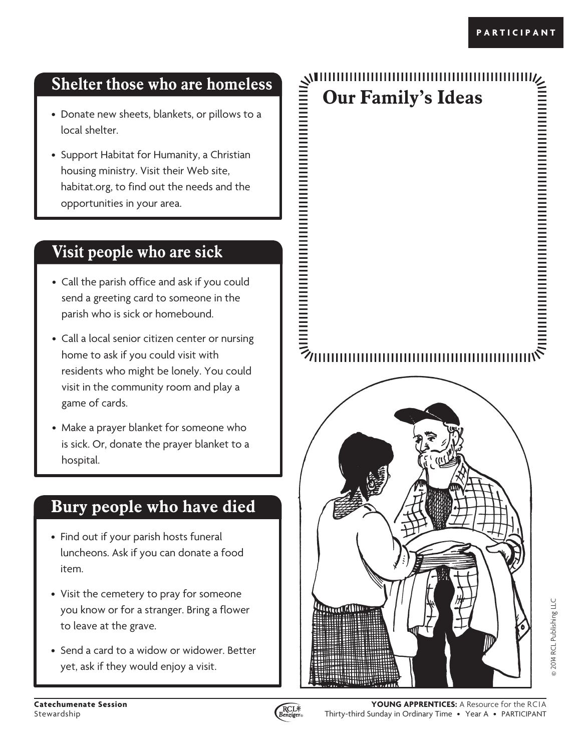## Shelter those who are homeless

- Donate new sheets, blankets, or pillows to a local shelter.
- Support Habitat for Humanity, a Christian housing ministry. Visit their Web site, habitat.org, to find out the needs and the opportunities in your area.

## Visit people who are sick

- Call the parish office and ask if you could send a greeting card to someone in the parish who is sick or homebound.
- Call a local senior citizen center or nursing home to ask if you could visit with residents who might be lonely. You could visit in the community room and play a game of cards.
- Make a prayer blanket for someone who is sick. Or, donate the prayer blanket to a hospital.

## Bury people who have died

- Find out if your parish hosts funeral luncheons. Ask if you can donate a food item.
- Visit the cemetery to pray for someone you know or for a stranger. Bring a flower to leave at the grave.
- Send a card to a widow or widower. Better yet, ask if they would enjoy a visit.

## Our Family's Ideas